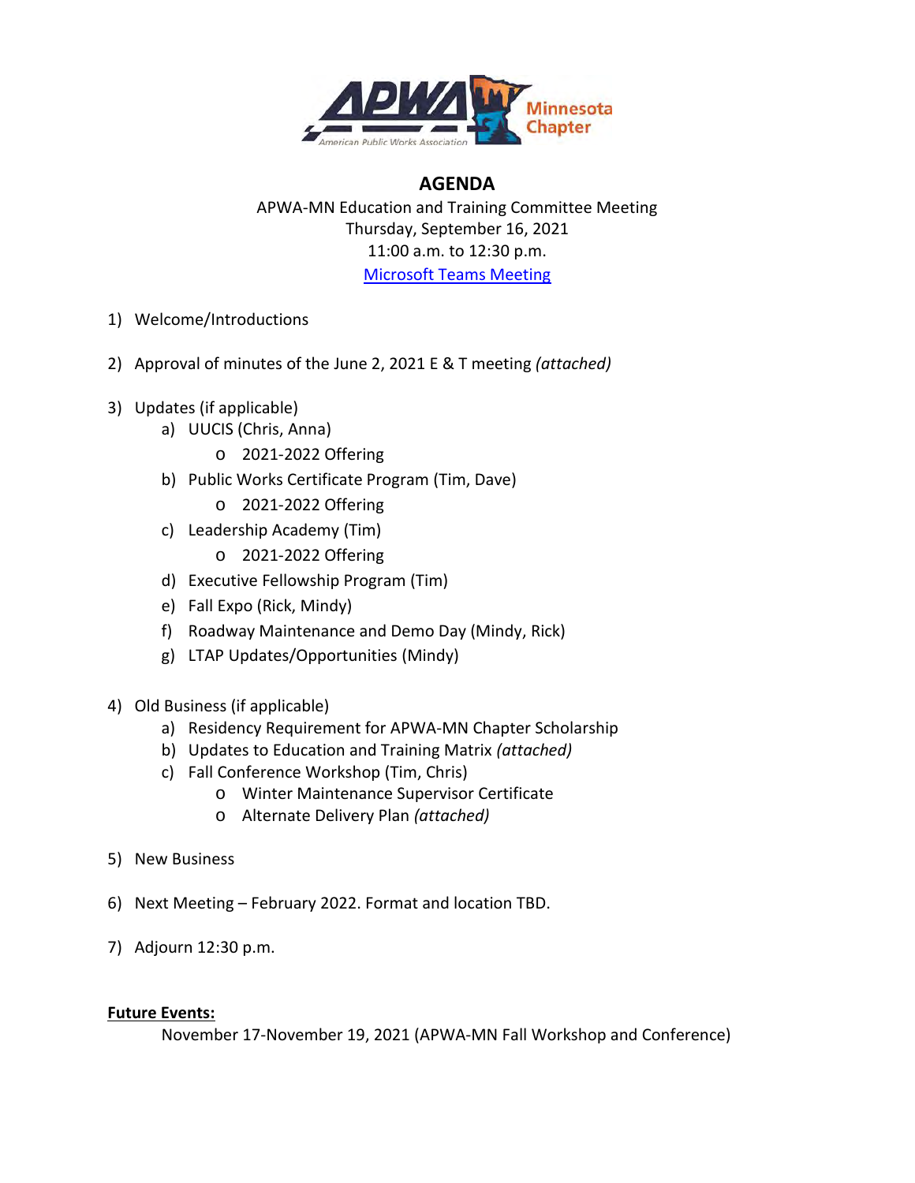# AGENDA

APWA-MN Education and Training Committee Meeting
Thursday, September 16, 2021
11:00 a.m. to 12:30 p.m.
Microsoft Teams Meeting

1) Welcome/Introductions

2) Approval of minutes of the June 2, 2021 E & T meeting *(attached)*

3) Updates (if applicable)
   a) UUCIS (Chris, Anna)
      - 2021-2022 Offering
   b) Public Works Certificate Program (Tim, Dave)
      - 2021-2022 Offering
   c) Leadership Academy (Tim)
      - 2021-2022 Offering
   d) Executive Fellowship Program (Tim)
   e) Fall Expo (Rick, Mindy)
   f) Roadway Maintenance and Demo Day (Mindy, Rick)
   g) LTAP Updates/Opportunities (Mindy)

4) Old Business (if applicable)
   a) Residency Requirement for APWA-MN Chapter Scholarship
   b) Updates to Education and Training Matrix *(attached)*
   c) Fall Conference Workshop (Tim, Chris)
      - Winter Maintenance Supervisor Certificate
      - Alternate Delivery Plan *(attached)*

5) New Business

6) Next Meeting – February 2022. Format and location TBD.

7) Adjourn 12:30 p.m.

**Future Events:**

November 17-November 19, 2021 (APWA-MN Fall Workshop and Conference)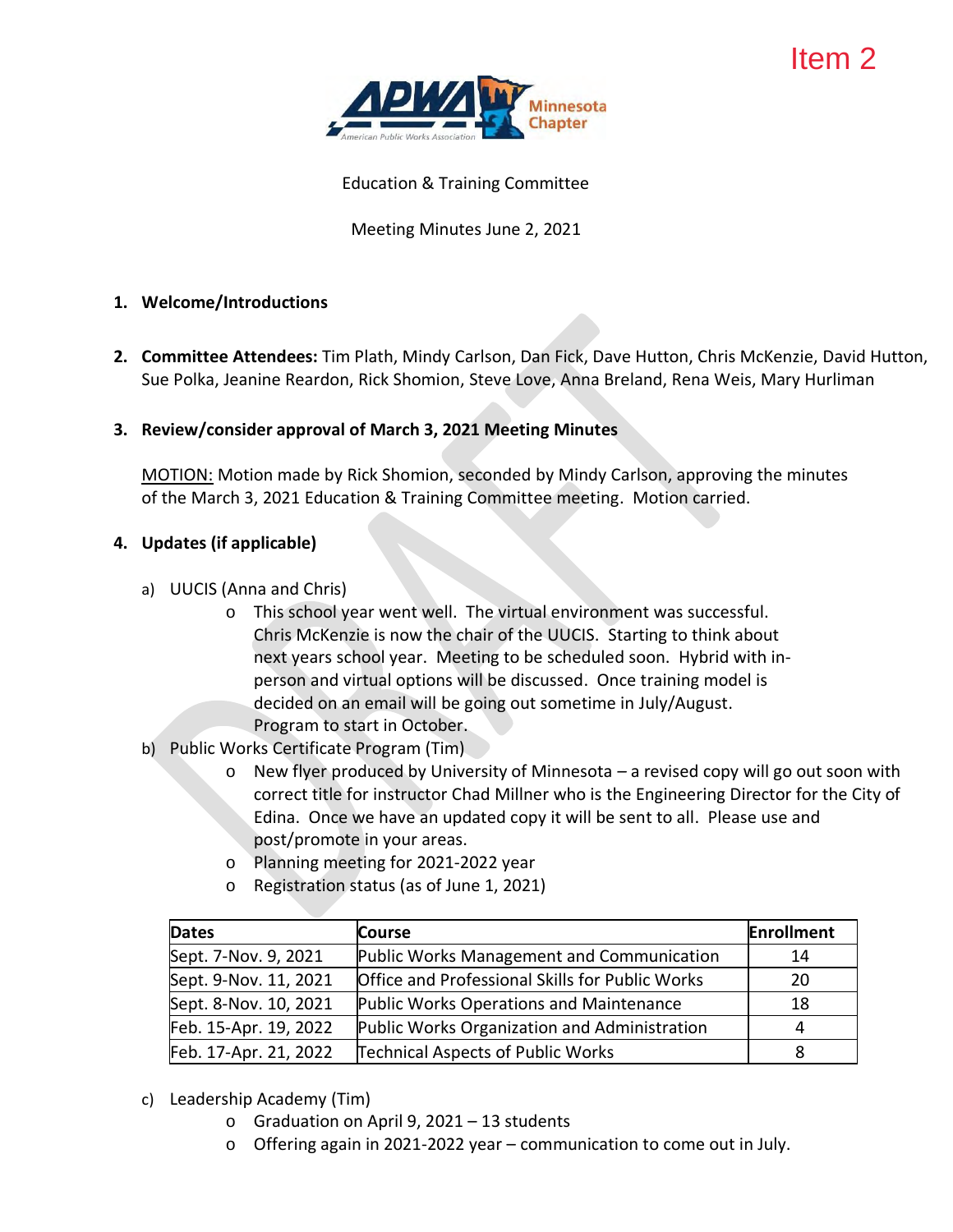Item 2

Education & Training Committee

Meeting Minutes June 2, 2021

1. **Welcome/Introductions**

2. **Committee Attendees:** Tim Plath, Mindy Carlson, Dan Fick, Dave Hutton, Chris McKenzie, David Hutton, Sue Polka, Jeanine Reardon, Rick Shomion, Steve Love, Anna Breland, Rena Weis, Mary Hurliman

3. **Review/consider approval of March 3, 2021 Meeting Minutes**

   MOTION: Motion made by Rick Shomion, seconded by Mindy Carlson, approving the minutes of the March 3, 2021 Education & Training Committee meeting. Motion carried.

4. **Updates (if applicable)**

   a) UUCIS (Anna and Chris)
      - This school year went well. The virtual environment was successful. Chris McKenzie is now the chair of the UUCIS. Starting to think about next years school year. Meeting to be scheduled soon. Hybrid with in-person and virtual options will be discussed. Once training model is decided on an email will be going out sometime in July/August. Program to start in October.

   b) Public Works Certificate Program (Tim)
      - New flyer produced by University of Minnesota – a revised copy will go out soon with correct title for instructor Chad Millner who is the Engineering Director for the City of Edina. Once we have an updated copy it will be sent to all. Please use and post/promote in your areas.
      - Planning meeting for 2021-2022 year
      - Registration status (as of June 1, 2021)

| Dates | Course | Enrollment |
|---|---|---|
| Sept. 7-Nov. 9, 2021 | Public Works Management and Communication | 14 |
| Sept. 9-Nov. 11, 2021 | Office and Professional Skills for Public Works | 20 |
| Sept. 8-Nov. 10, 2021 | Public Works Operations and Maintenance | 18 |
| Feb. 15-Apr. 19, 2022 | Public Works Organization and Administration | 4 |
| Feb. 17-Apr. 21, 2022 | Technical Aspects of Public Works | 8 |

   c) Leadership Academy (Tim)
      - Graduation on April 9, 2021 – 13 students
      - Offering again in 2021-2022 year – communication to come out in July.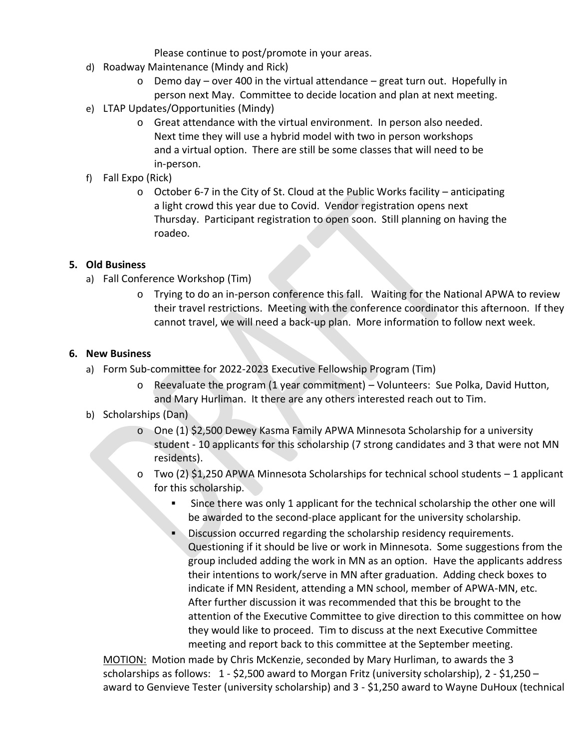Please continue to post/promote in your areas.

d) Roadway Maintenance (Mindy and Rick)
   - Demo day – over 400 in the virtual attendance – great turn out. Hopefully in person next May. Committee to decide location and plan at next meeting.

e) LTAP Updates/Opportunities (Mindy)
   - Great attendance with the virtual environment. In person also needed. Next time they will use a hybrid model with two in person workshops and a virtual option. There are still be some classes that will need to be in-person.

f) Fall Expo (Rick)
   - October 6-7 in the City of St. Cloud at the Public Works facility – anticipating a light crowd this year due to Covid. Vendor registration opens next Thursday. Participant registration to open soon. Still planning on having the roadeo.

**5. Old Business**

a) Fall Conference Workshop (Tim)
   - Trying to do an in-person conference this fall. Waiting for the National APWA to review their travel restrictions. Meeting with the conference coordinator this afternoon. If they cannot travel, we will need a back-up plan. More information to follow next week.

**6. New Business**

a) Form Sub-committee for 2022-2023 Executive Fellowship Program (Tim)
   - Reevaluate the program (1 year commitment) – Volunteers: Sue Polka, David Hutton, and Mary Hurliman. It there are any others interested reach out to Tim.

b) Scholarships (Dan)
   - One (1) $2,500 Dewey Kasma Family APWA Minnesota Scholarship for a university student - 10 applicants for this scholarship (7 strong candidates and 3 that were not MN residents).
   - Two (2) $1,250 APWA Minnesota Scholarships for technical school students – 1 applicant for this scholarship.
     - Since there was only 1 applicant for the technical scholarship the other one will be awarded to the second-place applicant for the university scholarship.
     - Discussion occurred regarding the scholarship residency requirements. Questioning if it should be live or work in Minnesota. Some suggestions from the group included adding the work in MN as an option. Have the applicants address their intentions to work/serve in MN after graduation. Adding check boxes to indicate if MN Resident, attending a MN school, member of APWA-MN, etc. After further discussion it was recommended that this be brought to the attention of the Executive Committee to give direction to this committee on how they would like to proceed. Tim to discuss at the next Executive Committee meeting and report back to this committee at the September meeting.

<u>MOTION:</u> Motion made by Chris McKenzie, seconded by Mary Hurliman, to awards the 3 scholarships as follows: 1 - $2,500 award to Morgan Fritz (university scholarship), 2 - $1,250 – award to Genvieve Tester (university scholarship) and 3 - $1,250 award to Wayne DuHoux (technical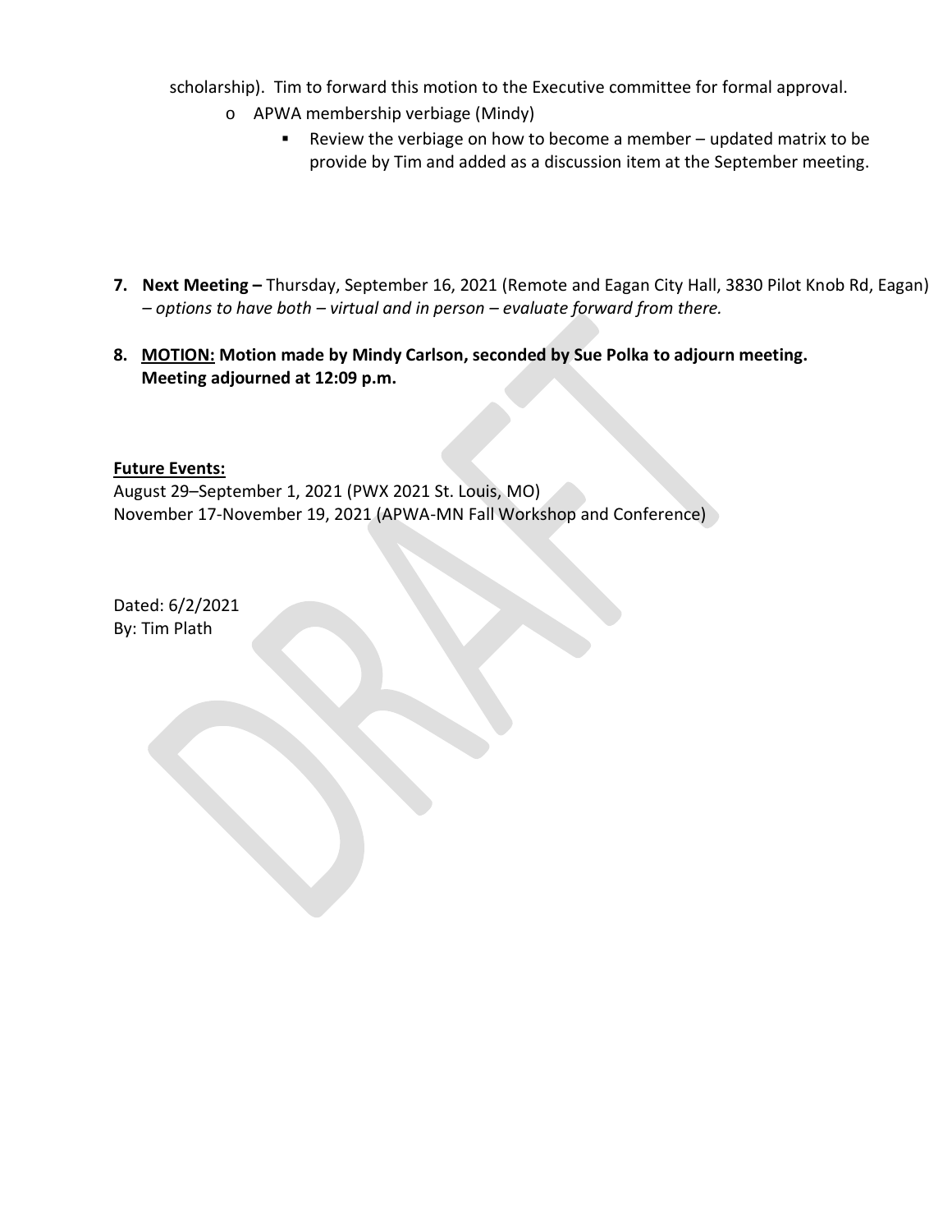scholarship). Tim to forward this motion to the Executive committee for formal approval.

- APWA membership verbiage (Mindy)
  - Review the verbiage on how to become a member – updated matrix to be provide by Tim and added as a discussion item at the September meeting.

7. **Next Meeting –** Thursday, September 16, 2021 (Remote and Eagan City Hall, 3830 Pilot Knob Rd, Eagan) *– options to have both – virtual and in person – evaluate forward from there.*

8. **MOTION: Motion made by Mindy Carlson, seconded by Sue Polka to adjourn meeting. Meeting adjourned at 12:09 p.m.**

**Future Events:**

August 29–September 1, 2021 (PWX 2021 St. Louis, MO)
November 17-November 19, 2021 (APWA-MN Fall Workshop and Conference)

Dated: 6/2/2021
By: Tim Plath

DRAFT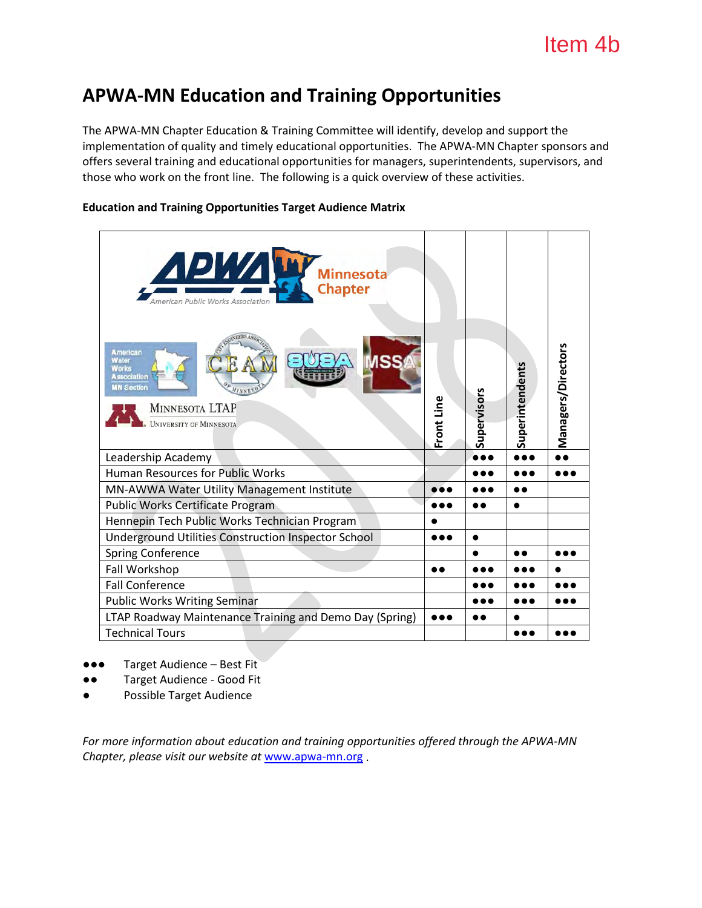Item 4b

# APWA-MN Education and Training Opportunities

The APWA-MN Chapter Education & Training Committee will identify, develop and support the implementation of quality and timely educational opportunities. The APWA-MN Chapter sponsors and offers several training and educational opportunities for managers, superintendents, supervisors, and those who work on the front line. The following is a quick overview of these activities.

**Education and Training Opportunities Target Audience Matrix**

| | Front Line | Supervisors | Superintendents | Managers/Directors |
|---|---|---|---|---|
| Leadership Academy | | ●●● | ●●● | ●● |
| Human Resources for Public Works | | ●●● | ●●● | ●●● |
| MN-AWWA Water Utility Management Institute | ●●● | ●●● | ●● | |
| Public Works Certificate Program | ●●● | ●● | ● | |
| Hennepin Tech Public Works Technician Program | ● | | | |
| Underground Utilities Construction Inspector School | ●●● | ● | | |
| Spring Conference | | ● | ●● | ●●● |
| Fall Workshop | ●● | ●●● | ●●● | ● |
| Fall Conference | | ●●● | ●●● | ●●● |
| Public Works Writing Seminar | | ●●● | ●●● | ●●● |
| LTAP Roadway Maintenance Training and Demo Day (Spring) | ●●● | ●● | ● | |
| Technical Tours | | | ●●● | ●●● |

- ●●● Target Audience – Best Fit
- ●● Target Audience - Good Fit
- ● Possible Target Audience

*For more information about education and training opportunities offered through the APWA-MN Chapter, please visit our website at* www.apwa-mn.org .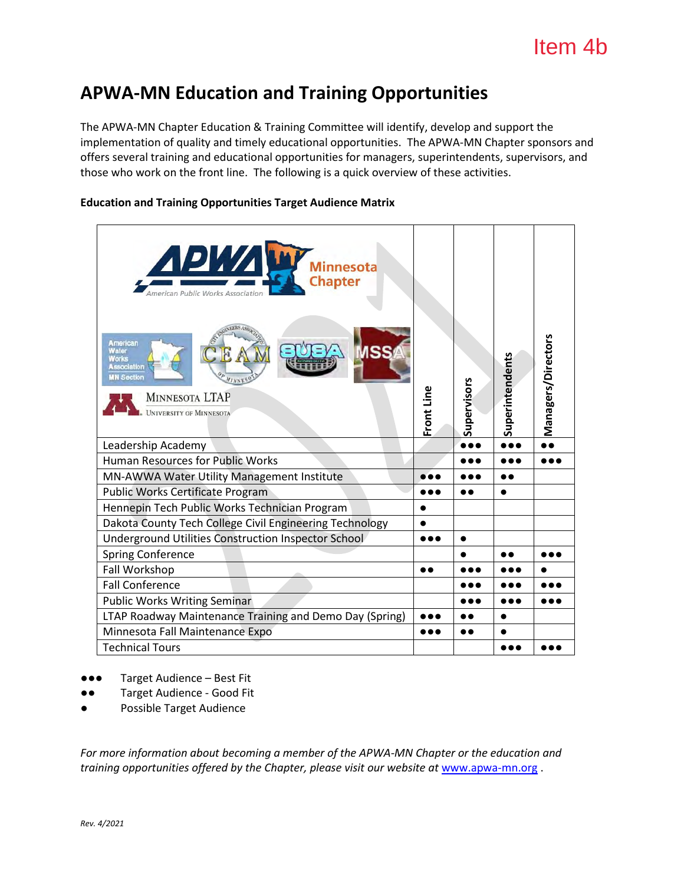Item 4b

# APWA-MN Education and Training Opportunities

The APWA-MN Chapter Education & Training Committee will identify, develop and support the implementation of quality and timely educational opportunities. The APWA-MN Chapter sponsors and offers several training and educational opportunities for managers, superintendents, supervisors, and those who work on the front line. The following is a quick overview of these activities.

**Education and Training Opportunities Target Audience Matrix**

| | Front Line | Supervisors | Superintendents | Managers/Directors |
|---|---|---|---|---|
| Leadership Academy | | ●●● | ●●● | ●● |
| Human Resources for Public Works | | ●●● | ●●● | ●●● |
| MN-AWWA Water Utility Management Institute | ●●● | ●●● | ●● | |
| Public Works Certificate Program | ●●● | ●● | ● | |
| Hennepin Tech Public Works Technician Program | ● | | | |
| Dakota County Tech College Civil Engineering Technology | ● | | | |
| Underground Utilities Construction Inspector School | ●●● | ● | | |
| Spring Conference | | ● | ●● | ●●● |
| Fall Workshop | ●● | ●●● | ●●● | ● |
| Fall Conference | | ●●● | ●●● | ●●● |
| Public Works Writing Seminar | | ●●● | ●●● | ●●● |
| LTAP Roadway Maintenance Training and Demo Day (Spring) | ●●● | ●● | ● | |
| Minnesota Fall Maintenance Expo | ●●● | ●● | ● | |
| Technical Tours | | | ●●● | ●●● |

- ●●● Target Audience – Best Fit
- ●● Target Audience - Good Fit
- ● Possible Target Audience

*For more information about becoming a member of the APWA-MN Chapter or the education and training opportunities offered by the Chapter, please visit our website at* www.apwa-mn.org .

*Rev. 4/2021*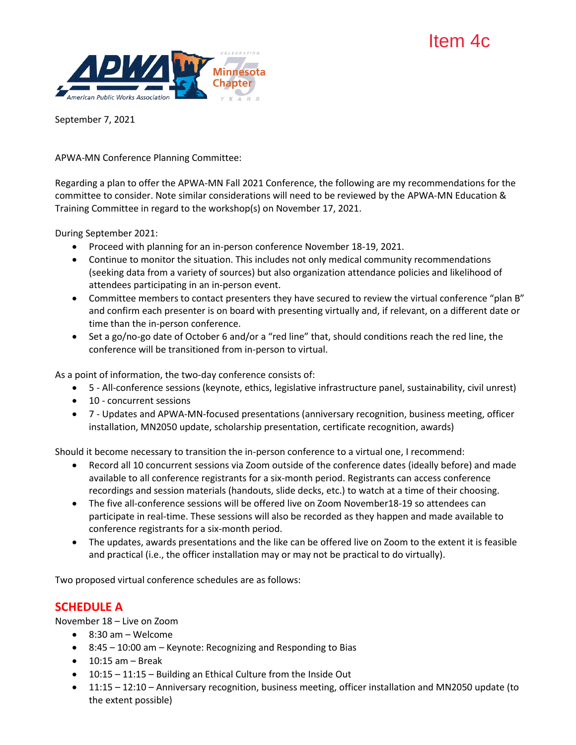Item 4c

September 7, 2021

APWA-MN Conference Planning Committee:

Regarding a plan to offer the APWA-MN Fall 2021 Conference, the following are my recommendations for the committee to consider. Note similar considerations will need to be reviewed by the APWA-MN Education & Training Committee in regard to the workshop(s) on November 17, 2021.

During September 2021:

- Proceed with planning for an in-person conference November 18-19, 2021.
- Continue to monitor the situation. This includes not only medical community recommendations (seeking data from a variety of sources) but also organization attendance policies and likelihood of attendees participating in an in-person event.
- Committee members to contact presenters they have secured to review the virtual conference "plan B" and confirm each presenter is on board with presenting virtually and, if relevant, on a different date or time than the in-person conference.
- Set a go/no-go date of October 6 and/or a "red line" that, should conditions reach the red line, the conference will be transitioned from in-person to virtual.

As a point of information, the two-day conference consists of:

- 5 - All-conference sessions (keynote, ethics, legislative infrastructure panel, sustainability, civil unrest)
- 10 - concurrent sessions
- 7 - Updates and APWA-MN-focused presentations (anniversary recognition, business meeting, officer installation, MN2050 update, scholarship presentation, certificate recognition, awards)

Should it become necessary to transition the in-person conference to a virtual one, I recommend:

- Record all 10 concurrent sessions via Zoom outside of the conference dates (ideally before) and made available to all conference registrants for a six-month period. Registrants can access conference recordings and session materials (handouts, slide decks, etc.) to watch at a time of their choosing.
- The five all-conference sessions will be offered live on Zoom November18-19 so attendees can participate in real-time. These sessions will also be recorded as they happen and made available to conference registrants for a six-month period.
- The updates, awards presentations and the like can be offered live on Zoom to the extent it is feasible and practical (i.e., the officer installation may or may not be practical to do virtually).

Two proposed virtual conference schedules are as follows:

## SCHEDULE A

November 18 – Live on Zoom

- 8:30 am – Welcome
- 8:45 – 10:00 am – Keynote: Recognizing and Responding to Bias
- 10:15 am – Break
- 10:15 – 11:15 – Building an Ethical Culture from the Inside Out
- 11:15 – 12:10 – Anniversary recognition, business meeting, officer installation and MN2050 update (to the extent possible)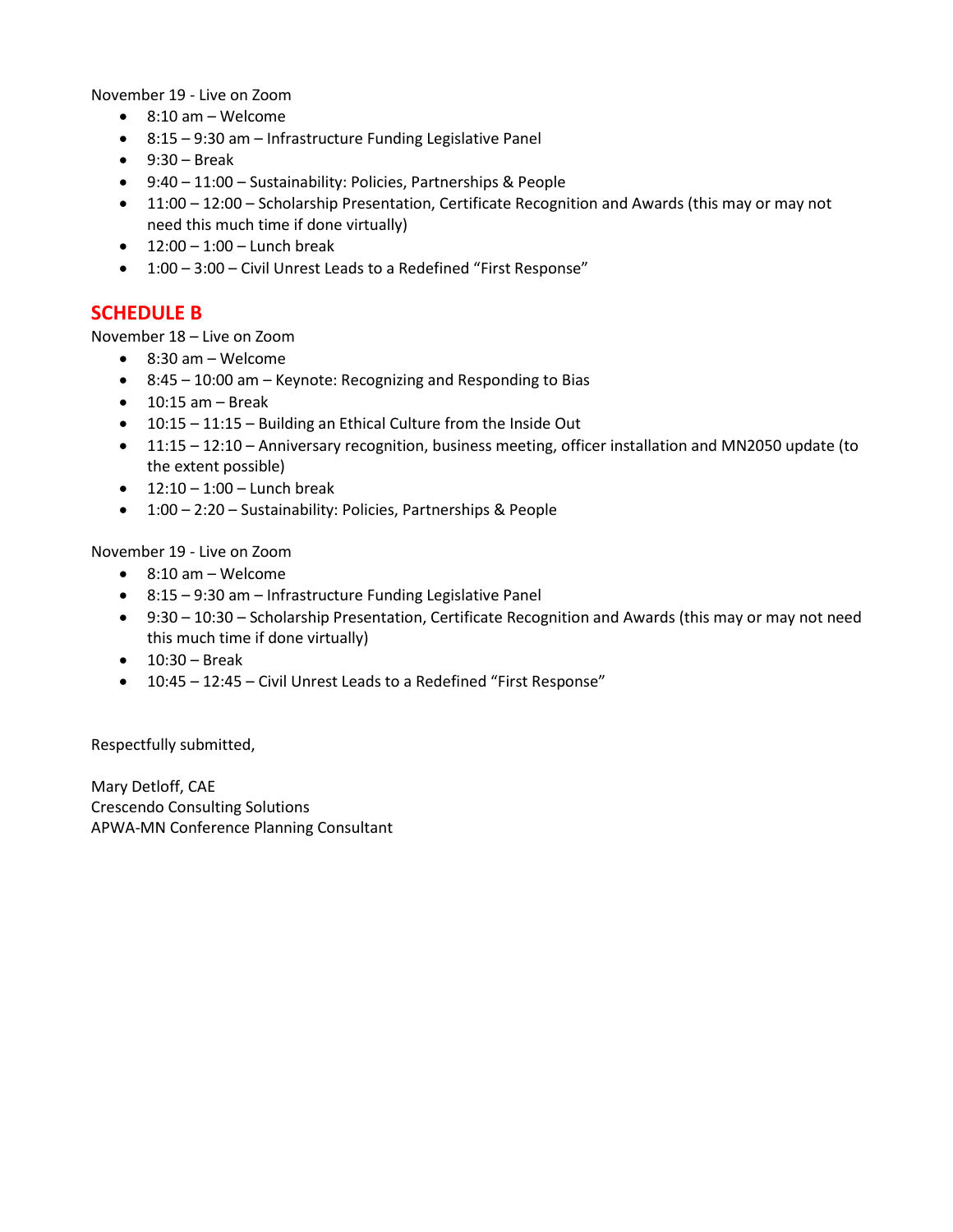November 19 - Live on Zoom

- 8:10 am – Welcome
- 8:15 – 9:30 am – Infrastructure Funding Legislative Panel
- 9:30 – Break
- 9:40 – 11:00 – Sustainability: Policies, Partnerships & People
- 11:00 – 12:00 – Scholarship Presentation, Certificate Recognition and Awards (this may or may not need this much time if done virtually)
- 12:00 – 1:00 – Lunch break
- 1:00 – 3:00 – Civil Unrest Leads to a Redefined "First Response"

## SCHEDULE B

November 18 – Live on Zoom

- 8:30 am – Welcome
- 8:45 – 10:00 am – Keynote: Recognizing and Responding to Bias
- 10:15 am – Break
- 10:15 – 11:15 – Building an Ethical Culture from the Inside Out
- 11:15 – 12:10 – Anniversary recognition, business meeting, officer installation and MN2050 update (to the extent possible)
- 12:10 – 1:00 – Lunch break
- 1:00 – 2:20 – Sustainability: Policies, Partnerships & People

November 19 - Live on Zoom

- 8:10 am – Welcome
- 8:15 – 9:30 am – Infrastructure Funding Legislative Panel
- 9:30 – 10:30 – Scholarship Presentation, Certificate Recognition and Awards (this may or may not need this much time if done virtually)
- 10:30 – Break
- 10:45 – 12:45 – Civil Unrest Leads to a Redefined "First Response"

Respectfully submitted,

Mary Detloff, CAE
Crescendo Consulting Solutions
APWA-MN Conference Planning Consultant